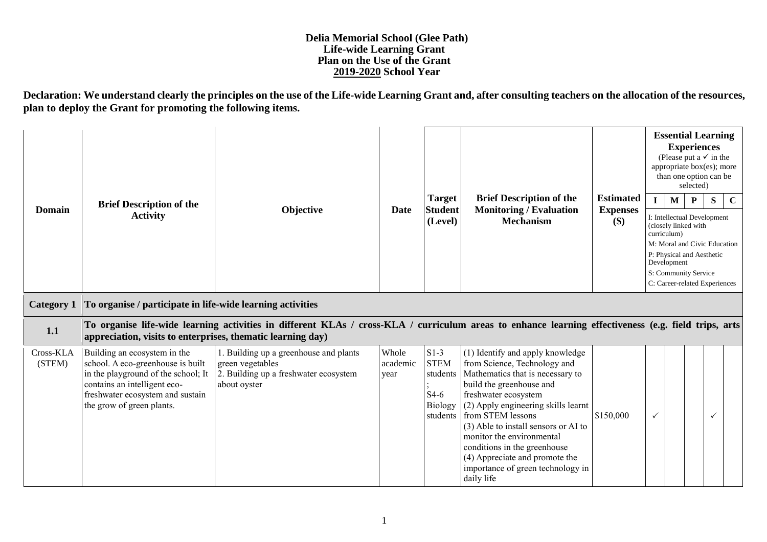**Delia Memorial School (Glee Path)**
**Life-wide Learning Grant**
**Plan on the Use of the Grant**
**2019-2020 School Year**

**Declaration: We understand clearly the principles on the use of the Life-wide Learning Grant and, after consulting teachers on the allocation of the resources, plan to deploy the Grant for promoting the following items.**

| Domain | Brief Description of the Activity | Objective | Date | Target Student (Level) | Brief Description of the Monitoring / Evaluation Mechanism | Estimated Expenses ($) | Essential Learning Experiences (Please put a ✓ in the appropriate box(es); more than one option can be selected) I: Intellectual Development (closely linked with curriculum) M: Moral and Civic Education P: Physical and Aesthetic Development S: Community Service C: Career-related Experiences | | | | |
|---|---|---|---|---|---|---|---|---|---|---|---|
| | | | | | | | I | M | P | S | C |
| **Category 1** | **To organise / participate in life-wide learning activities** | | | | | | | | | | |
| **1.1** | **To organise life-wide learning activities in different KLAs / cross-KLA / curriculum areas to enhance learning effectiveness (e.g. field trips, arts appreciation, visits to enterprises, thematic learning day)** | | | | | | | | | | |
| Cross-KLA (STEM) | Building an ecosystem in the school. A eco-greenhouse is built in the playground of the school; It contains an intelligent eco-freshwater ecosystem and sustain the grow of green plants. | 1. Building up a greenhouse and plants green vegetables<br>2. Building up a freshwater ecosystem about oyster | Whole academic year | S1-3 STEM students; S4-6 Biology students | (1) Identify and apply knowledge from Science, Technology and Mathematics that is necessary to build the greenhouse and freshwater ecosystem<br>(2) Apply engineering skills learnt from STEM lessons<br>(3) Able to install sensors or AI to monitor the environmental conditions in the greenhouse<br>(4) Appreciate and promote the importance of green technology in daily life | $150,000 | ✓ | | | ✓ | |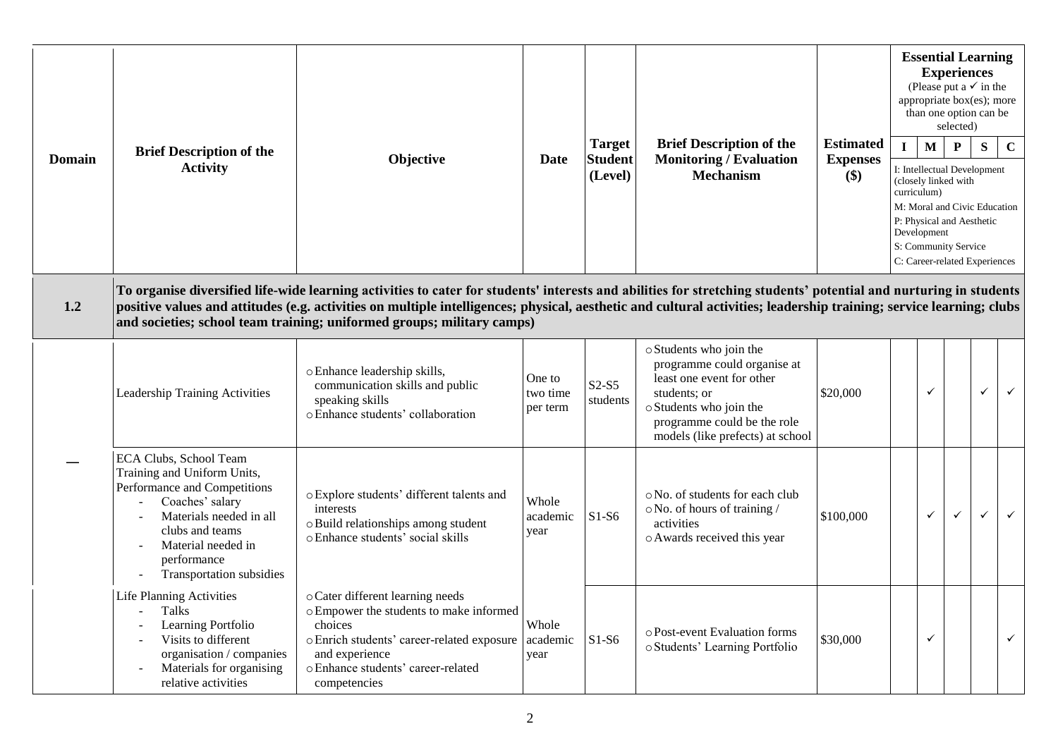| Domain | Brief Description of the Activity | Objective | Date | Target Student (Level) | Brief Description of the Monitoring / Evaluation Mechanism | Estimated Expenses ($) | Essential Learning Experiences (Please put a ✓ in the appropriate box(es); more than one option can be selected) I: Intellectual Development (closely linked with curriculum) M: Moral and Civic Education P: Physical and Aesthetic Development S: Community Service C: Career-related Experiences | | | | |
|---|---|---|---|---|---|---|---|---|---|---|---|
| | | | | | | | I | M | P | S | C |
| **1.2** | **To organise diversified life-wide learning activities to cater for students' interests and abilities for stretching students' potential and nurturing in students positive values and attitudes (e.g. activities on multiple intelligences; physical, aesthetic and cultural activities; leadership training; service learning; clubs and societies; school team training; uniformed groups; military camps)** | | | | | | | | | | |
| — | Leadership Training Activities | ○ Enhance leadership skills, communication skills and public speaking skills<br>○ Enhance students' collaboration | One to two time per term | S2-S5 students | ○ Students who join the programme could organise at least one event for other students; or<br>○ Students who join the programme could be the role models (like prefects) at school | \$20,000 | | ✓ | | ✓ | ✓ |
| | ECA Clubs, School Team Training and Uniform Units, Performance and Competitions<br>- Coaches' salary<br>- Materials needed in all clubs and teams<br>- Material needed in performance<br>- Transportation subsidies | ○ Explore students' different talents and interests<br>○ Build relationships among student<br>○ Enhance students' social skills | Whole academic year | S1-S6 | ○ No. of students for each club<br>○ No. of hours of training / activities<br>○ Awards received this year | \$100,000 | | ✓ | ✓ | ✓ | ✓ |
| | Life Planning Activities<br>- Talks<br>- Learning Portfolio<br>- Visits to different organisation / companies<br>- Materials for organising relative activities | ○ Cater different learning needs<br>○ Empower the students to make informed choices<br>○ Enrich students' career-related exposure and experience<br>○ Enhance students' career-related competencies | Whole academic year | S1-S6 | ○ Post-event Evaluation forms<br>○ Students' Learning Portfolio | \$30,000 | | ✓ | | | ✓ |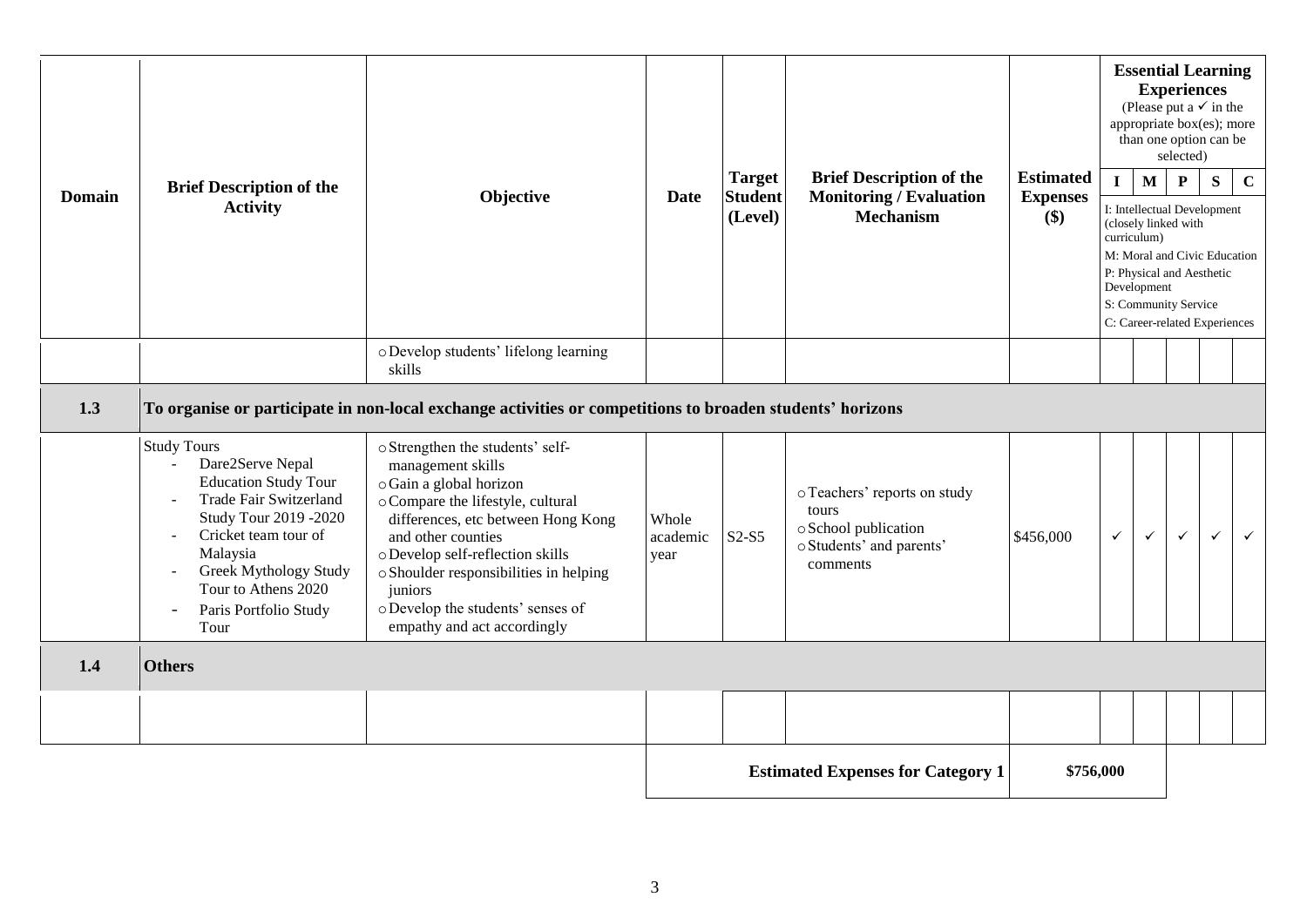| Domain | Brief Description of the Activity | Objective | Date | Target Student (Level) | Brief Description of the Monitoring / Evaluation Mechanism | Estimated Expenses ($) | Essential Learning Experiences (Please put a ✓ in the appropriate box(es); more than one option can be selected) I: Intellectual Development (closely linked with curriculum) M: Moral and Civic Education P: Physical and Aesthetic Development S: Community Service C: Career-related Experiences | | | | |
|---|---|---|---|---|---|---|---|---|---|---|---|
| | | | | | | | I | M | P | S | C |
| | | ○ Develop students' lifelong learning skills | | | | | | | | | |
| **1.3** | **To organise or participate in non-local exchange activities or competitions to broaden students' horizons** | | | | | | | | | | |
| | Study Tours<br>- Dare2Serve Nepal Education Study Tour<br>- Trade Fair Switzerland Study Tour 2019 -2020<br>- Cricket team tour of Malaysia<br>- Greek Mythology Study Tour to Athens 2020<br>- Paris Portfolio Study Tour | ○ Strengthen the students' self-management skills<br>○ Gain a global horizon<br>○ Compare the lifestyle, cultural differences, etc between Hong Kong and other counties<br>○ Develop self-reflection skills<br>○ Shoulder responsibilities in helping juniors<br>○ Develop the students' senses of empathy and act accordingly | Whole academic year | S2-S5 | ○ Teachers' reports on study tours<br>○ School publication<br>○ Students' and parents' comments | $456,000 | ✓ | ✓ | ✓ | ✓ | ✓ |
| **1.4** | **Others** | | | | | | | | | | |
| | | | | | | | | | | | |
| | | | | | **Estimated Expenses for Category 1** | **$756,000** | | | | | |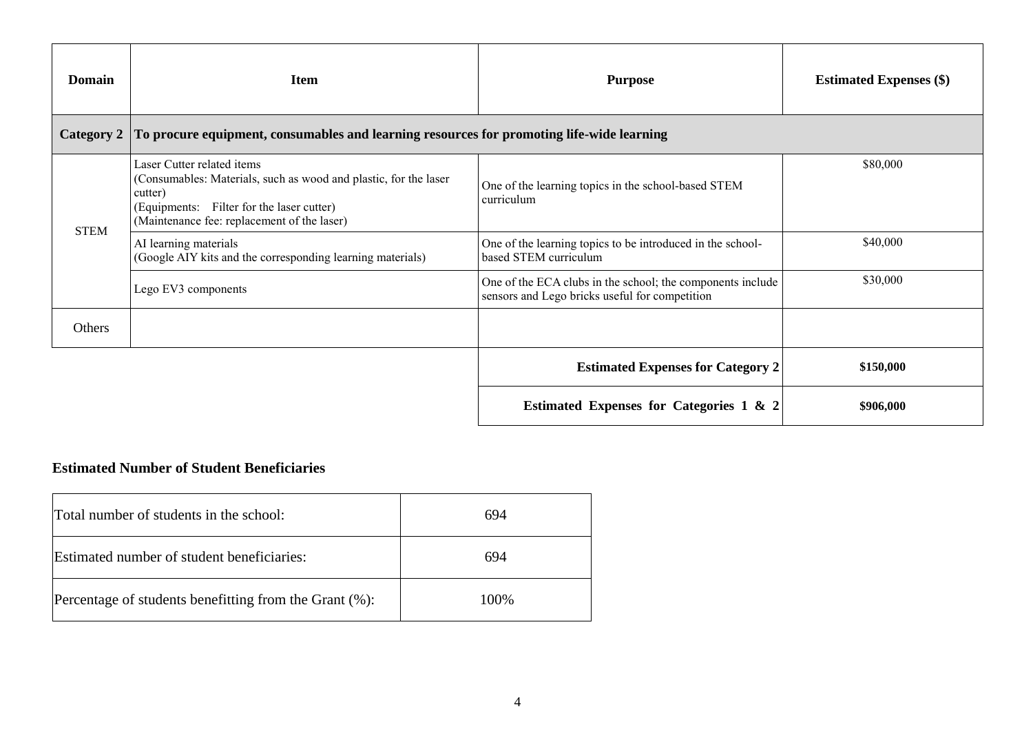| Domain | Item | Purpose | Estimated Expenses ($) |
|---|---|---|---|
| **Category 2** | **To procure equipment, consumables and learning resources for promoting life-wide learning** | | |
| STEM | Laser Cutter related items<br>(Consumables: Materials, such as wood and plastic, for the laser cutter)<br>(Equipments: Filter for the laser cutter)<br>(Maintenance fee: replacement of the laser) | One of the learning topics in the school-based STEM curriculum | $80,000 |
| | AI learning materials<br>(Google AIY kits and the corresponding learning materials) | One of the learning topics to be introduced in the school-based STEM curriculum | $40,000 |
| | Lego EV3 components | One of the ECA clubs in the school; the components include sensors and Lego bricks useful for competition | $30,000 |
| Others | | | |
| | | **Estimated Expenses for Category 2** | **$150,000** |
| | | **Estimated Expenses for Categories 1 & 2** | **$906,000** |

### Estimated Number of Student Beneficiaries

| | |
|---|---|
| Total number of students in the school: | 694 |
| Estimated number of student beneficiaries: | 694 |
| Percentage of students benefitting from the Grant (%): | 100% |